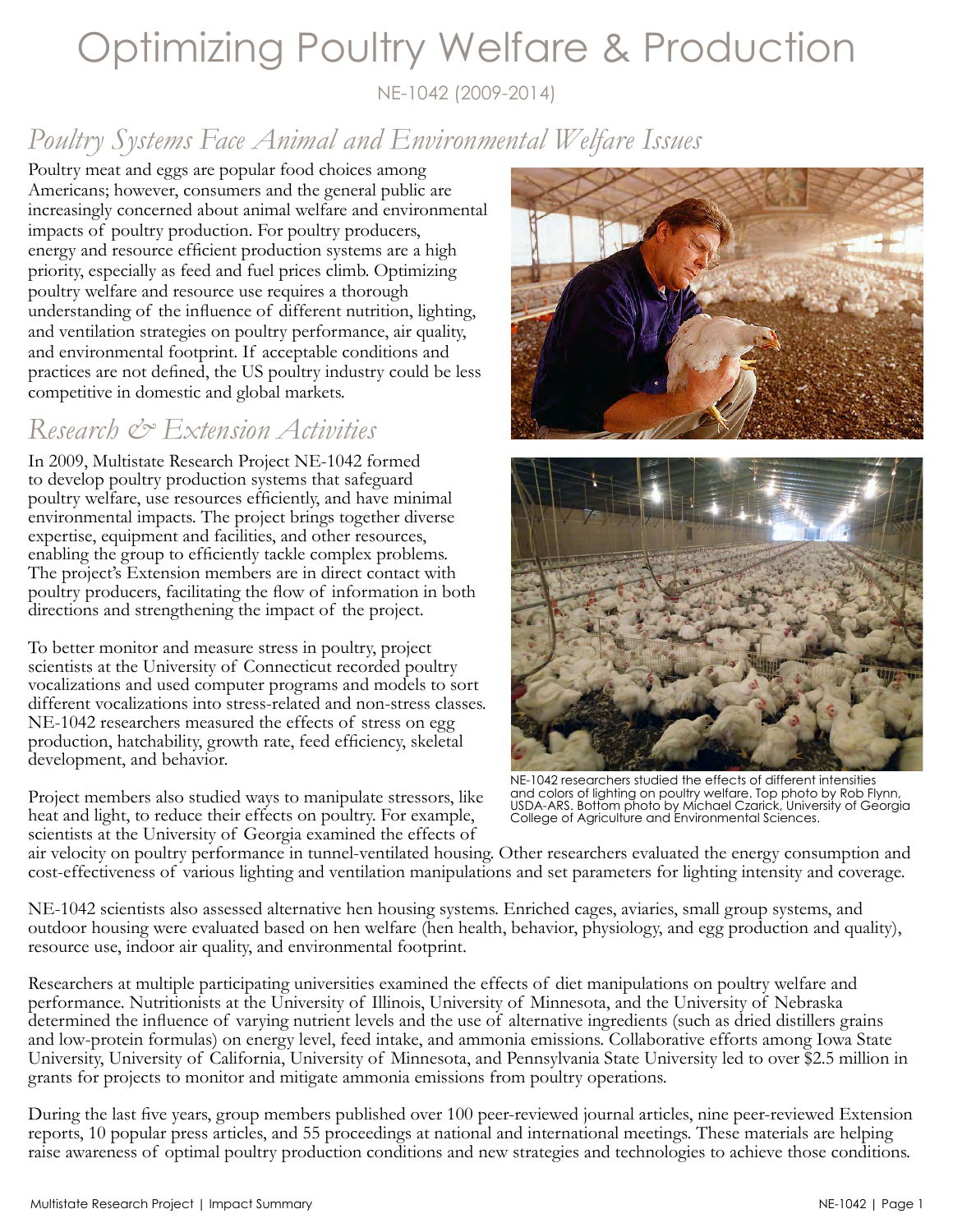# Optimizing Poultry Welfare & Production

NE-1042 (2009-2014)

## *Poultry Systems Face Animal and Environmental Welfare Issues*

Poultry meat and eggs are popular food choices among Americans; however, consumers and the general public are increasingly concerned about animal welfare and environmental impacts of poultry production. For poultry producers, energy and resource efficient production systems are a high priority, especially as feed and fuel prices climb. Optimizing poultry welfare and resource use requires a thorough understanding of the influence of different nutrition, lighting, and ventilation strategies on poultry performance, air quality, and environmental footprint. If acceptable conditions and practices are not defined, the US poultry industry could be less competitive in domestic and global markets.

## *Research & Extension Activities*

In 2009, Multistate Research Project NE-1042 formed to develop poultry production systems that safeguard poultry welfare, use resources efficiently, and have minimal environmental impacts. The project brings together diverse expertise, equipment and facilities, and other resources, enabling the group to efficiently tackle complex problems. The project's Extension members are in direct contact with poultry producers, facilitating the flow of information in both directions and strengthening the impact of the project.

To better monitor and measure stress in poultry, project scientists at the University of Connecticut recorded poultry vocalizations and used computer programs and models to sort different vocalizations into stress-related and non-stress classes. NE-1042 researchers measured the effects of stress on egg production, hatchability, growth rate, feed efficiency, skeletal development, and behavior.

Project members also studied ways to manipulate stressors, like heat and light, to reduce their effects on poultry. For example, scientists at the University of Georgia examined the effects of air velocity on poultry performance in tunnel-ventilated housing. Other researchers evaluated the energy consumption and cost-effectiveness of various lighting and ventilation manipulations and set parameters for lighting intensity and coverage.

NE-1042 researchers studied the effects of different intensities and colors of lighting on poultry welfare. Top photo by Rob Flynn, USDA-ARS. Bottom photo by Michael Czarick, University of Georgia College of Agriculture and Environmental Sciences.

NE-1042 scientists also assessed alternative hen housing systems. Enriched cages, aviaries, small group systems, and outdoor housing were evaluated based on hen welfare (hen health, behavior, physiology, and egg production and quality), resource use, indoor air quality, and environmental footprint.

Researchers at multiple participating universities examined the effects of diet manipulations on poultry welfare and performance. Nutritionists at the University of Illinois, University of Minnesota, and the University of Nebraska determined the influence of varying nutrient levels and the use of alternative ingredients (such as dried distillers grains and low-protein formulas) on energy level, feed intake, and ammonia emissions. Collaborative efforts among Iowa State University, University of California, University of Minnesota, and Pennsylvania State University led to over $2.5 million in grants for projects to monitor and mitigate ammonia emissions from poultry operations.

During the last five years, group members published over 100 peer-reviewed journal articles, nine peer-reviewed Extension reports, 10 popular press articles, and 55 proceedings at national and international meetings. These materials are helping raise awareness of optimal poultry production conditions and new strategies and technologies to achieve those conditions.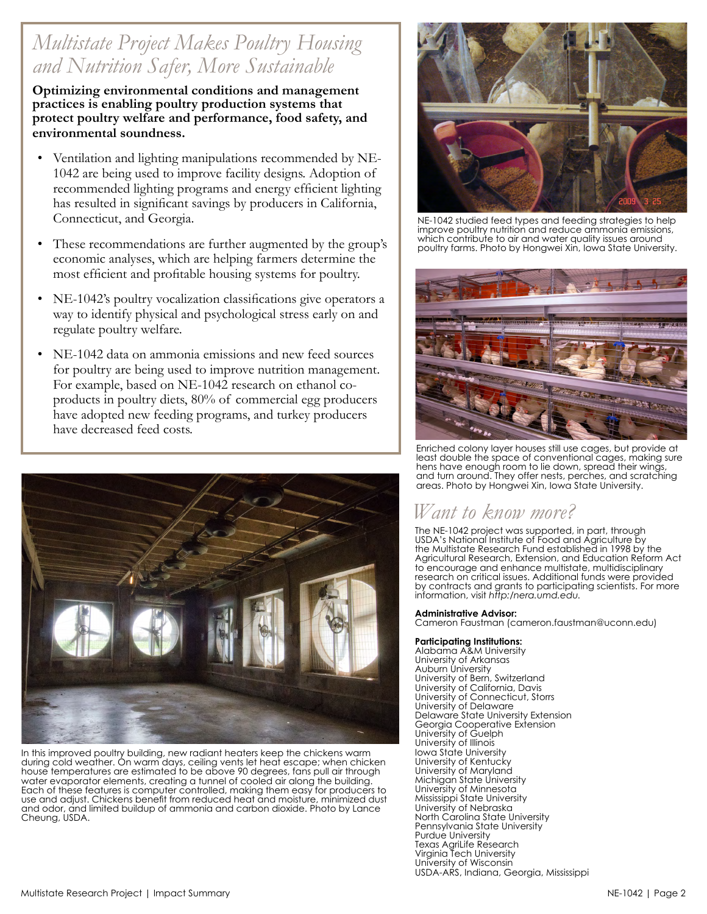# *Multistate Project Makes Poultry Housing and Nutrition Safer, More Sustainable*

**Optimizing environmental conditions and management practices is enabling poultry production systems that protect poultry welfare and performance, food safety, and environmental soundness.**

- Ventilation and lighting manipulations recommended by NE-1042 are being used to improve facility designs. Adoption of recommended lighting programs and energy efficient lighting has resulted in significant savings by producers in California, Connecticut, and Georgia.
- These recommendations are further augmented by the group's economic analyses, which are helping farmers determine the most efficient and profitable housing systems for poultry.
- NE-1042's poultry vocalization classifications give operators a way to identify physical and psychological stress early on and regulate poultry welfare.
- NE-1042 data on ammonia emissions and new feed sources for poultry are being used to improve nutrition management. For example, based on NE-1042 research on ethanol co-products in poultry diets, 80% of commercial egg producers have adopted new feeding programs, and turkey producers have decreased feed costs.

In this improved poultry building, new radiant heaters keep the chickens warm during cold weather. On warm days, ceiling vents let heat escape; when chicken house temperatures are estimated to be above 90 degrees, fans pull air through water evaporator elements, creating a tunnel of cooled air along the building. Each of these features is computer controlled, making them easy for producers to use and adjust. Chickens benefit from reduced heat and moisture, minimized dust and odor, and limited buildup of ammonia and carbon dioxide. Photo by Lance Cheung, USDA.

NE-1042 studied feed types and feeding strategies to help improve poultry nutrition and reduce ammonia emissions, which contribute to air and water quality issues around poultry farms. Photo by Hongwei Xin, Iowa State University.

Enriched colony layer houses still use cages, but provide at least double the space of conventional cages, making sure hens have enough room to lie down, spread their wings, and turn around. They offer nests, perches, and scratching areas. Photo by Hongwei Xin, Iowa State University.

## *Want to know more?*

The NE-1042 project was supported, in part, through USDA's National Institute of Food and Agriculture by the Multistate Research Fund established in 1998 by the Agricultural Research, Extension, and Education Reform Act to encourage and enhance multistate, multidisciplinary research on critical issues. Additional funds were provided by contracts and grants to participating scientists. For more information, visit *http:/nera.umd.edu*.

**Administrative Advisor:**
Cameron Faustman (cameron.faustman@uconn.edu)

**Participating Institutions:**
Alabama A&M University
University of Arkansas
Auburn University
University of Bern, Switzerland
University of California, Davis
University of Connecticut, Storrs
University of Delaware
Delaware State University Extension
Georgia Cooperative Extension
University of Guelph
University of Illinois
Iowa State University
University of Kentucky
University of Maryland
Michigan State University
University of Minnesota
Mississippi State University
University of Nebraska
North Carolina State University
Pennsylvania State University
Purdue University
Texas AgriLife Research
Virginia Tech University
University of Wisconsin
USDA-ARS, Indiana, Georgia, Mississippi